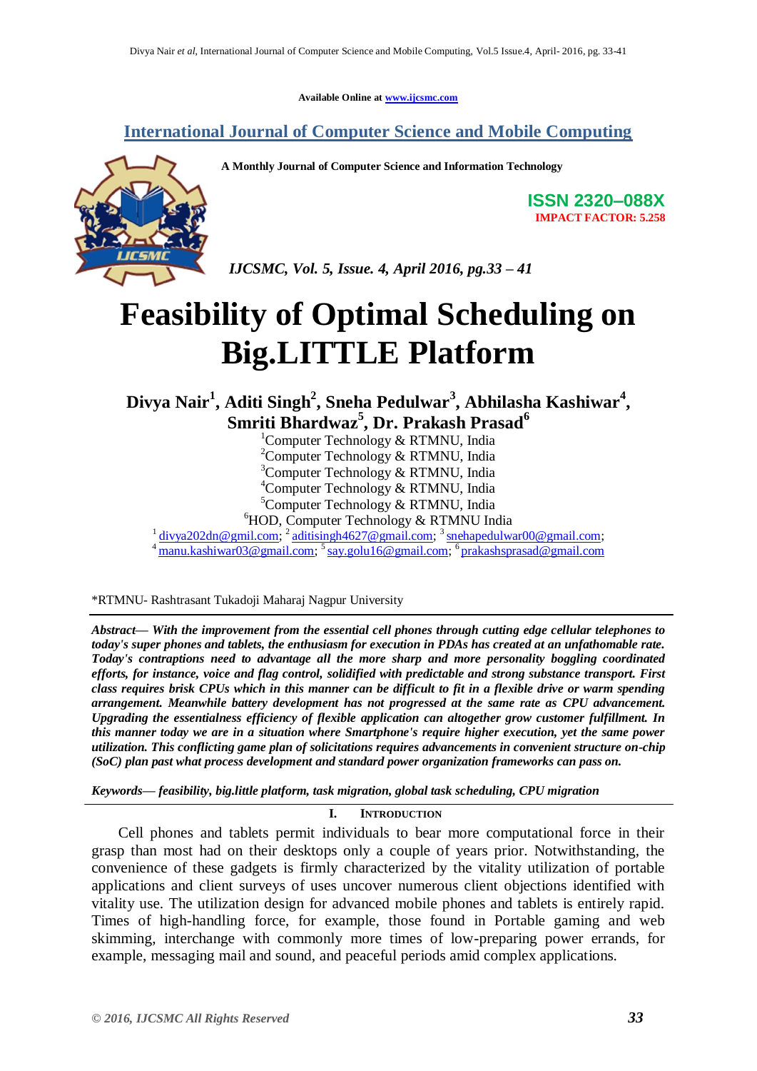Available Online at www.ijcsmc.com

## International Journal of Computer Science and Mobile Computing

A Monthly Journal of Computer Science and Information Technology

**ISSN 2320–088X**

**IMPACT FACTOR: 5.258**

*IJCSMC, Vol. 5, Issue. 4, April 2016, pg.33 – 41*

# Feasibility of Optimal Scheduling on Big.LITTLE Platform

**Divya Nair[1], Aditi Singh[2], Sneha Pedulwar[3], Abhilasha Kashiwar[4], Smriti Bhardwaz[5], Dr. Prakash Prasad[6]**

[1]Computer Technology & RTMNU, India
[2]Computer Technology & RTMNU, India
[3]Computer Technology & RTMNU, India
[4]Computer Technology & RTMNU, India
[5]Computer Technology & RTMNU, India
[6]HOD, Computer Technology & RTMNU India

[1] divya202dn@gmil.com; [2] aditisingh4627@gmail.com; [3] snehapedulwar00@gmail.com; [4] manu.kashiwar03@gmail.com; [5] say.golu16@gmail.com; [6] prakashsprasad@gmail.com

*RTMNU- Rashtrasant Tukadoji Maharaj Nagpur University

***Abstract— With the improvement from the essential cell phones through cutting edge cellular telephones to today's super phones and tablets, the enthusiasm for execution in PDAs has created at an unfathomable rate. Today's contraptions need to advantage all the more sharp and more personality boggling coordinated efforts, for instance, voice and flag control, solidified with predictable and strong substance transport. First class requires brisk CPUs which in this manner can be difficult to fit in a flexible drive or warm spending arrangement. Meanwhile battery development has not progressed at the same rate as CPU advancement. Upgrading the essentialness efficiency of flexible application can altogether grow customer fulfillment. In this manner today we are in a situation where Smartphone's require higher execution, yet the same power utilization. This conflicting game plan of solicitations requires advancements in convenient structure on-chip (SoC) plan past what process development and standard power organization frameworks can pass on.***

***Keywords— feasibility, big.little platform, task migration, global task scheduling, CPU migration***

## I. Introduction

Cell phones and tablets permit individuals to bear more computational force in their grasp than most had on their desktops only a couple of years prior. Notwithstanding, the convenience of these gadgets is firmly characterized by the vitality utilization of portable applications and client surveys of uses uncover numerous client objections identified with vitality use. The utilization design for advanced mobile phones and tablets is entirely rapid. Times of high-handling force, for example, those found in Portable gaming and web skimming, interchange with commonly more times of low-preparing power errands, for example, messaging mail and sound, and peaceful periods amid complex applications.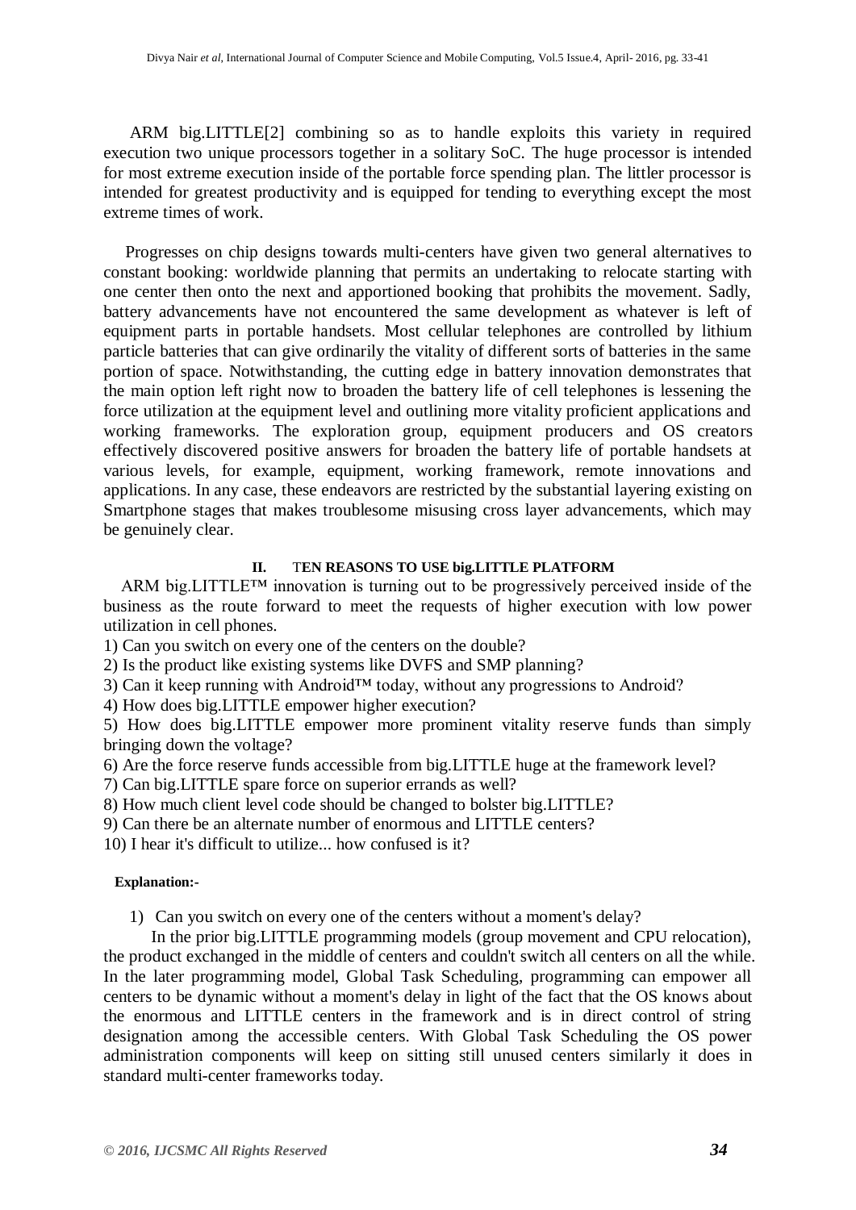ARM big.LITTLE[2] combining so as to handle exploits this variety in required execution two unique processors together in a solitary SoC. The huge processor is intended for most extreme execution inside of the portable force spending plan. The littler processor is intended for greatest productivity and is equipped for tending to everything except the most extreme times of work.

Progresses on chip designs towards multi-centers have given two general alternatives to constant booking: worldwide planning that permits an undertaking to relocate starting with one center then onto the next and apportioned booking that prohibits the movement. Sadly, battery advancements have not encountered the same development as whatever is left of equipment parts in portable handsets. Most cellular telephones are controlled by lithium particle batteries that can give ordinarily the vitality of different sorts of batteries in the same portion of space. Notwithstanding, the cutting edge in battery innovation demonstrates that the main option left right now to broaden the battery life of cell telephones is lessening the force utilization at the equipment level and outlining more vitality proficient applications and working frameworks. The exploration group, equipment producers and OS creators effectively discovered positive answers for broaden the battery life of portable handsets at various levels, for example, equipment, working framework, remote innovations and applications. In any case, these endeavors are restricted by the substantial layering existing on Smartphone stages that makes troublesome misusing cross layer advancements, which may be genuinely clear.

## II. TEN REASONS TO USE big.LITTLE PLATFORM

ARM big.LITTLE™ innovation is turning out to be progressively perceived inside of the business as the route forward to meet the requests of higher execution with low power utilization in cell phones.

1) Can you switch on every one of the centers on the double?
2) Is the product like existing systems like DVFS and SMP planning?
3) Can it keep running with Android™ today, without any progressions to Android?
4) How does big.LITTLE empower higher execution?
5) How does big.LITTLE empower more prominent vitality reserve funds than simply bringing down the voltage?
6) Are the force reserve funds accessible from big.LITTLE huge at the framework level?
7) Can big.LITTLE spare force on superior errands as well?
8) How much client level code should be changed to bolster big.LITTLE?
9) Can there be an alternate number of enormous and LITTLE centers?
10) I hear it's difficult to utilize... how confused is it?

**Explanation:-**

1) Can you switch on every one of the centers without a moment's delay?

In the prior big.LITTLE programming models (group movement and CPU relocation), the product exchanged in the middle of centers and couldn't switch all centers on all the while. In the later programming model, Global Task Scheduling, programming can empower all centers to be dynamic without a moment's delay in light of the fact that the OS knows about the enormous and LITTLE centers in the framework and is in direct control of string designation among the accessible centers. With Global Task Scheduling the OS power administration components will keep on sitting still unused centers similarly it does in standard multi-center frameworks today.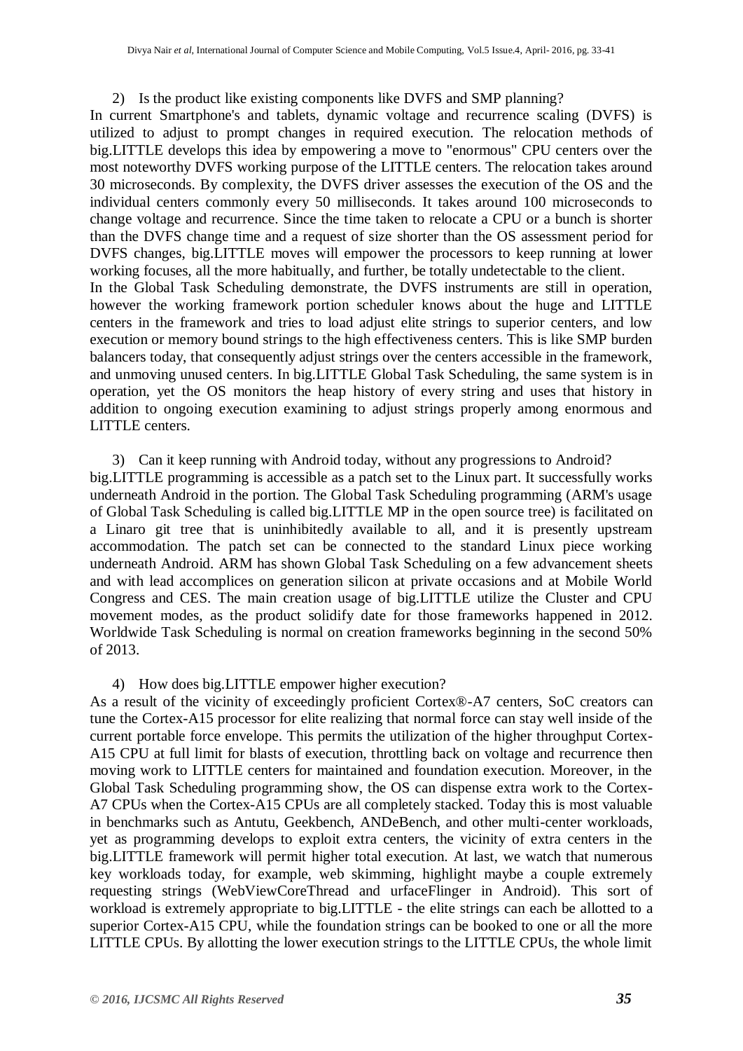2) Is the product like existing components like DVFS and SMP planning?

In current Smartphone's and tablets, dynamic voltage and recurrence scaling (DVFS) is utilized to adjust to prompt changes in required execution. The relocation methods of big.LITTLE develops this idea by empowering a move to "enormous" CPU centers over the most noteworthy DVFS working purpose of the LITTLE centers. The relocation takes around 30 microseconds. By complexity, the DVFS driver assesses the execution of the OS and the individual centers commonly every 50 milliseconds. It takes around 100 microseconds to change voltage and recurrence. Since the time taken to relocate a CPU or a bunch is shorter than the DVFS change time and a request of size shorter than the OS assessment period for DVFS changes, big.LITTLE moves will empower the processors to keep running at lower working focuses, all the more habitually, and further, be totally undetectable to the client.

In the Global Task Scheduling demonstrate, the DVFS instruments are still in operation, however the working framework portion scheduler knows about the huge and LITTLE centers in the framework and tries to load adjust elite strings to superior centers, and low execution or memory bound strings to the high effectiveness centers. This is like SMP burden balancers today, that consequently adjust strings over the centers accessible in the framework, and unmoving unused centers. In big.LITTLE Global Task Scheduling, the same system is in operation, yet the OS monitors the heap history of every string and uses that history in addition to ongoing execution examining to adjust strings properly among enormous and LITTLE centers.

3) Can it keep running with Android today, without any progressions to Android?

big.LITTLE programming is accessible as a patch set to the Linux part. It successfully works underneath Android in the portion. The Global Task Scheduling programming (ARM's usage of Global Task Scheduling is called big.LITTLE MP in the open source tree) is facilitated on a Linaro git tree that is uninhibitedly available to all, and it is presently upstream accommodation. The patch set can be connected to the standard Linux piece working underneath Android. ARM has shown Global Task Scheduling on a few advancement sheets and with lead accomplices on generation silicon at private occasions and at Mobile World Congress and CES. The main creation usage of big.LITTLE utilize the Cluster and CPU movement modes, as the product solidify date for those frameworks happened in 2012. Worldwide Task Scheduling is normal on creation frameworks beginning in the second 50% of 2013.

4) How does big.LITTLE empower higher execution?

As a result of the vicinity of exceedingly proficient Cortex®-A7 centers, SoC creators can tune the Cortex-A15 processor for elite realizing that normal force can stay well inside of the current portable force envelope. This permits the utilization of the higher throughput Cortex-A15 CPU at full limit for blasts of execution, throttling back on voltage and recurrence then moving work to LITTLE centers for maintained and foundation execution. Moreover, in the Global Task Scheduling programming show, the OS can dispense extra work to the Cortex-A7 CPUs when the Cortex-A15 CPUs are all completely stacked. Today this is most valuable in benchmarks such as Antutu, Geekbench, ANDeBench, and other multi-center workloads, yet as programming develops to exploit extra centers, the vicinity of extra centers in the big.LITTLE framework will permit higher total execution. At last, we watch that numerous key workloads today, for example, web skimming, highlight maybe a couple extremely requesting strings (WebViewCoreThread and urfaceFlinger in Android). This sort of workload is extremely appropriate to big.LITTLE - the elite strings can each be allotted to a superior Cortex-A15 CPU, while the foundation strings can be booked to one or all the more LITTLE CPUs. By allotting the lower execution strings to the LITTLE CPUs, the whole limit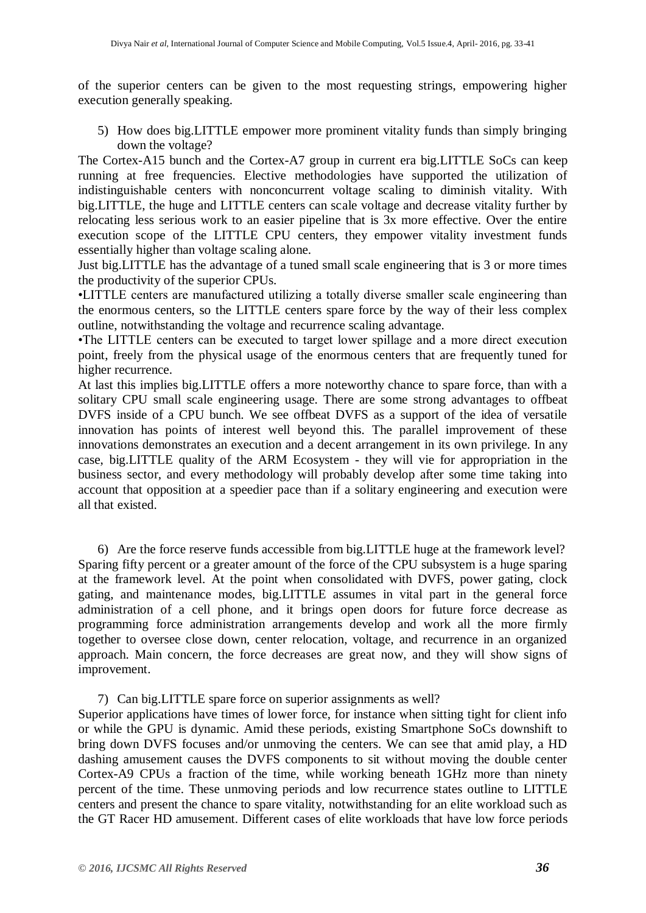of the superior centers can be given to the most requesting strings, empowering higher execution generally speaking.

5) How does big.LITTLE empower more prominent vitality funds than simply bringing down the voltage?

The Cortex-A15 bunch and the Cortex-A7 group in current era big.LITTLE SoCs can keep running at free frequencies. Elective methodologies have supported the utilization of indistinguishable centers with nonconcurrent voltage scaling to diminish vitality. With big.LITTLE, the huge and LITTLE centers can scale voltage and decrease vitality further by relocating less serious work to an easier pipeline that is 3x more effective. Over the entire execution scope of the LITTLE CPU centers, they empower vitality investment funds essentially higher than voltage scaling alone.

Just big.LITTLE has the advantage of a tuned small scale engineering that is 3 or more times the productivity of the superior CPUs.

•LITTLE centers are manufactured utilizing a totally diverse smaller scale engineering than the enormous centers, so the LITTLE centers spare force by the way of their less complex outline, notwithstanding the voltage and recurrence scaling advantage.

•The LITTLE centers can be executed to target lower spillage and a more direct execution point, freely from the physical usage of the enormous centers that are frequently tuned for higher recurrence.

At last this implies big.LITTLE offers a more noteworthy chance to spare force, than with a solitary CPU small scale engineering usage. There are some strong advantages to offbeat DVFS inside of a CPU bunch. We see offbeat DVFS as a support of the idea of versatile innovation has points of interest well beyond this. The parallel improvement of these innovations demonstrates an execution and a decent arrangement in its own privilege. In any case, big.LITTLE quality of the ARM Ecosystem - they will vie for appropriation in the business sector, and every methodology will probably develop after some time taking into account that opposition at a speedier pace than if a solitary engineering and execution were all that existed.

6) Are the force reserve funds accessible from big.LITTLE huge at the framework level?

Sparing fifty percent or a greater amount of the force of the CPU subsystem is a huge sparing at the framework level. At the point when consolidated with DVFS, power gating, clock gating, and maintenance modes, big.LITTLE assumes in vital part in the general force administration of a cell phone, and it brings open doors for future force decrease as programming force administration arrangements develop and work all the more firmly together to oversee close down, center relocation, voltage, and recurrence in an organized approach. Main concern, the force decreases are great now, and they will show signs of improvement.

7) Can big.LITTLE spare force on superior assignments as well?

Superior applications have times of lower force, for instance when sitting tight for client info or while the GPU is dynamic. Amid these periods, existing Smartphone SoCs downshift to bring down DVFS focuses and/or unmoving the centers. We can see that amid play, a HD dashing amusement causes the DVFS components to sit without moving the double center Cortex-A9 CPUs a fraction of the time, while working beneath 1GHz more than ninety percent of the time. These unmoving periods and low recurrence states outline to LITTLE centers and present the chance to spare vitality, notwithstanding for an elite workload such as the GT Racer HD amusement. Different cases of elite workloads that have low force periods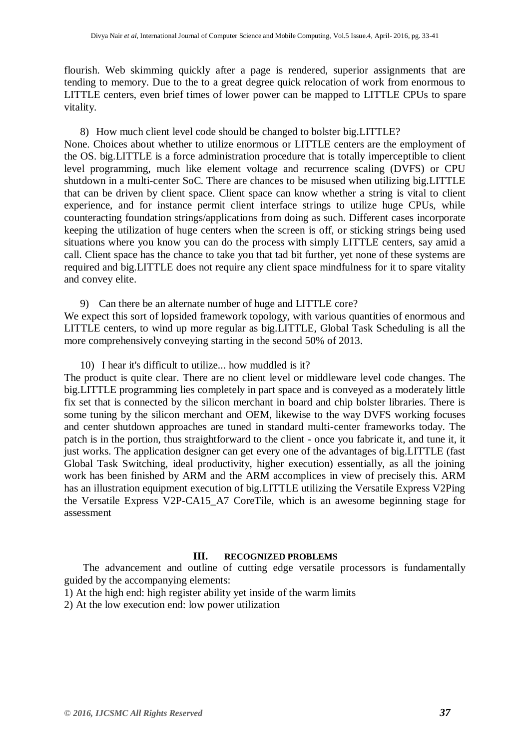flourish. Web skimming quickly after a page is rendered, superior assignments that are tending to memory. Due to the to a great degree quick relocation of work from enormous to LITTLE centers, even brief times of lower power can be mapped to LITTLE CPUs to spare vitality.

8) How much client level code should be changed to bolster big.LITTLE?

None. Choices about whether to utilize enormous or LITTLE centers are the employment of the OS. big.LITTLE is a force administration procedure that is totally imperceptible to client level programming, much like element voltage and recurrence scaling (DVFS) or CPU shutdown in a multi-center SoC. There are chances to be misused when utilizing big.LITTLE that can be driven by client space. Client space can know whether a string is vital to client experience, and for instance permit client interface strings to utilize huge CPUs, while counteracting foundation strings/applications from doing as such. Different cases incorporate keeping the utilization of huge centers when the screen is off, or sticking strings being used situations where you know you can do the process with simply LITTLE centers, say amid a call. Client space has the chance to take you that tad bit further, yet none of these systems are required and big.LITTLE does not require any client space mindfulness for it to spare vitality and convey elite.

9) Can there be an alternate number of huge and LITTLE core?

We expect this sort of lopsided framework topology, with various quantities of enormous and LITTLE centers, to wind up more regular as big.LITTLE, Global Task Scheduling is all the more comprehensively conveying starting in the second 50% of 2013.

10) I hear it's difficult to utilize... how muddled is it?

The product is quite clear. There are no client level or middleware level code changes. The big.LITTLE programming lies completely in part space and is conveyed as a moderately little fix set that is connected by the silicon merchant in board and chip bolster libraries. There is some tuning by the silicon merchant and OEM, likewise to the way DVFS working focuses and center shutdown approaches are tuned in standard multi-center frameworks today. The patch is in the portion, thus straightforward to the client - once you fabricate it, and tune it, it just works. The application designer can get every one of the advantages of big.LITTLE (fast Global Task Switching, ideal productivity, higher execution) essentially, as all the joining work has been finished by ARM and the ARM accomplices in view of precisely this. ARM has an illustration equipment execution of big.LITTLE utilizing the Versatile Express V2Ping the Versatile Express V2P-CA15_A7 CoreTile, which is an awesome beginning stage for assessment

## III. RECOGNIZED PROBLEMS

The advancement and outline of cutting edge versatile processors is fundamentally guided by the accompanying elements:

1) At the high end: high register ability yet inside of the warm limits

2) At the low execution end: low power utilization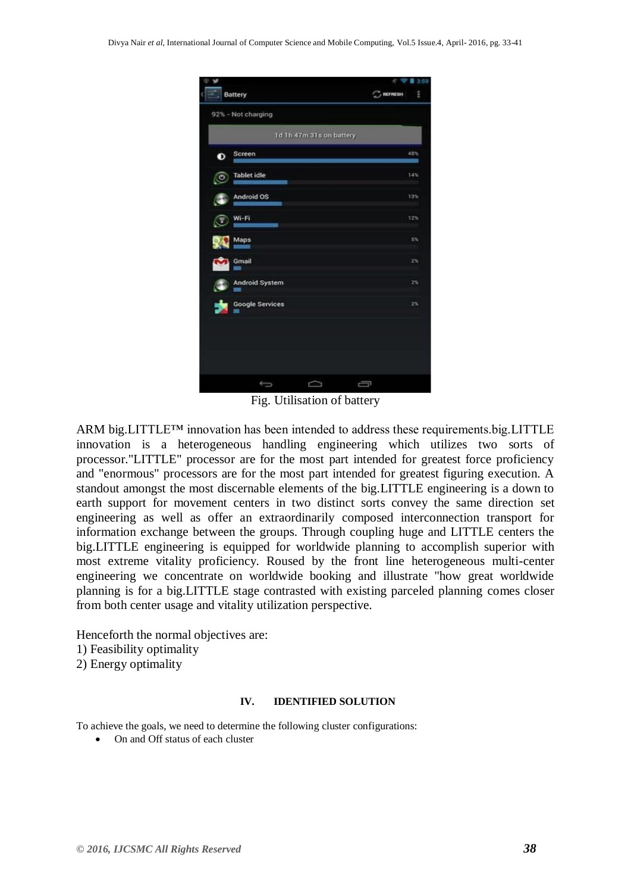Fig. Utilisation of battery

ARM big.LITTLE™ innovation has been intended to address these requirements.big.LITTLE innovation is a heterogeneous handling engineering which utilizes two sorts of processor."LITTLE" processor are for the most part intended for greatest force proficiency and "enormous" processors are for the most part intended for greatest figuring execution. A standout amongst the most discernable elements of the big.LITTLE engineering is a down to earth support for movement centers in two distinct sorts convey the same direction set engineering as well as offer an extraordinarily composed interconnection transport for information exchange between the groups. Through coupling huge and LITTLE centers the big.LITTLE engineering is equipped for worldwide planning to accomplish superior with most extreme vitality proficiency. Roused by the front line heterogeneous multi-center engineering we concentrate on worldwide booking and illustrate "how great worldwide planning is for a big.LITTLE stage contrasted with existing parceled planning comes closer from both center usage and vitality utilization perspective.

Henceforth the normal objectives are:
1) Feasibility optimality
2) Energy optimality

## IV. IDENTIFIED SOLUTION

To achieve the goals, we need to determine the following cluster configurations:

- On and Off status of each cluster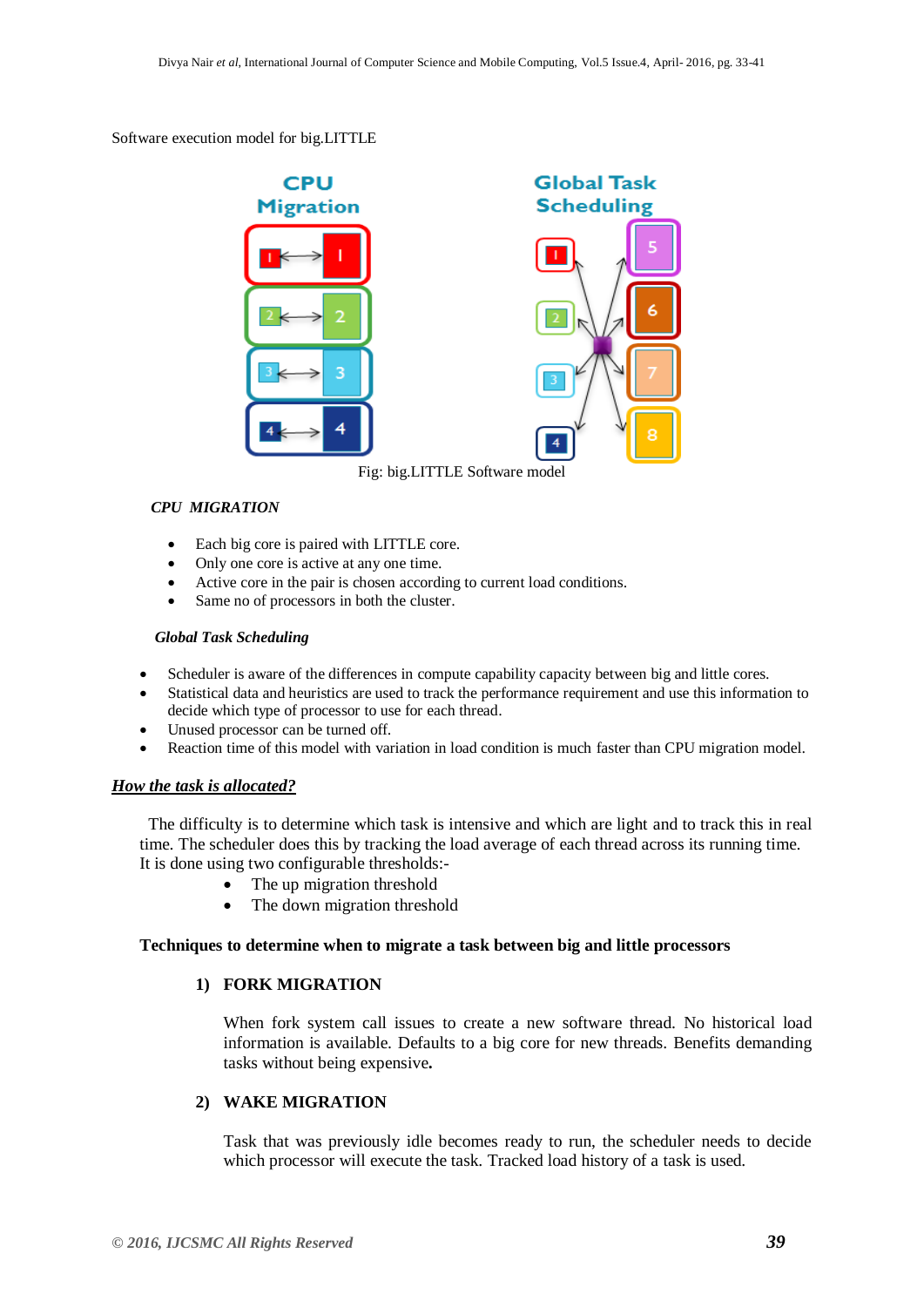Software execution model for big.LITTLE

Fig: big.LITTLE Software model

***CPU MIGRATION***

- Each big core is paired with LITTLE core.
- Only one core is active at any one time.
- Active core in the pair is chosen according to current load conditions.
- Same no of processors in both the cluster.

***Global Task Scheduling***

- Scheduler is aware of the differences in compute capability capacity between big and little cores.
- Statistical data and heuristics are used to track the performance requirement and use this information to decide which type of processor to use for each thread.
- Unused processor can be turned off.
- Reaction time of this model with variation in load condition is much faster than CPU migration model.

***<u>How the task is allocated?</u>***

The difficulty is to determine which task is intensive and which are light and to track this in real time. The scheduler does this by tracking the load average of each thread across its running time. It is done using two configurable thresholds:-

- The up migration threshold
- The down migration threshold

**Techniques to determine when to migrate a task between big and little processors**

**1) FORK MIGRATION**

When fork system call issues to create a new software thread. No historical load information is available. Defaults to a big core for new threads. Benefits demanding tasks without being expensive**.**

**2) WAKE MIGRATION**

Task that was previously idle becomes ready to run, the scheduler needs to decide which processor will execute the task. Tracked load history of a task is used.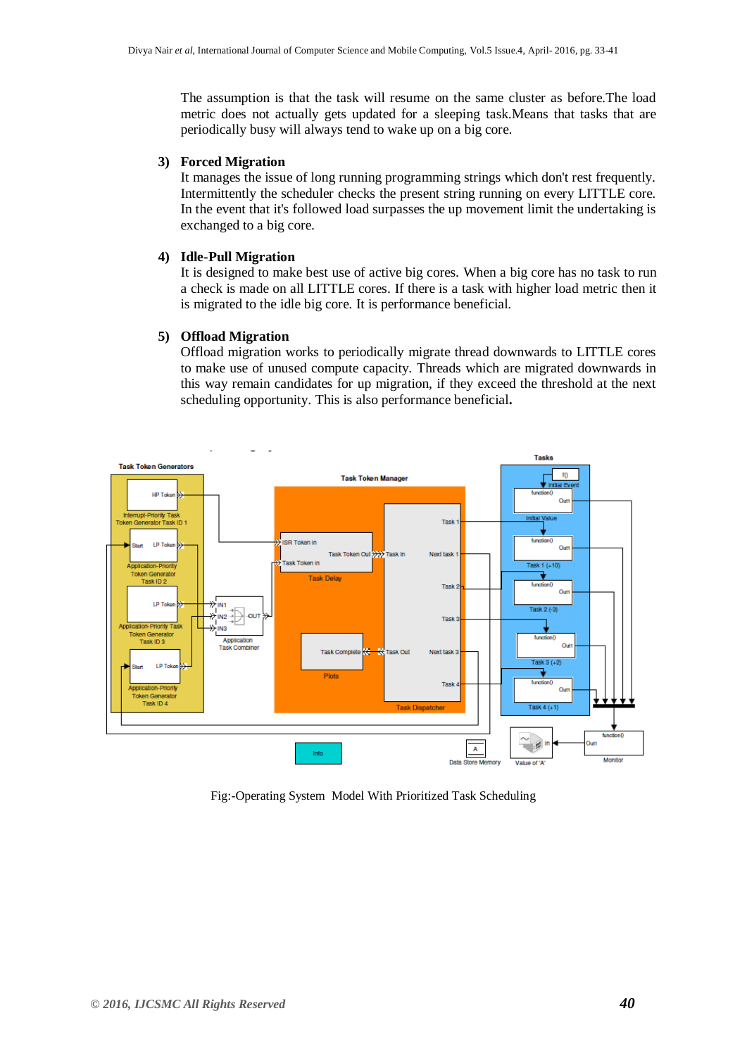The assumption is that the task will resume on the same cluster as before.The load metric does not actually gets updated for a sleeping task.Means that tasks that are periodically busy will always tend to wake up on a big core.

**3) Forced Migration**

It manages the issue of long running programming strings which don't rest frequently. Intermittently the scheduler checks the present string running on every LITTLE core. In the event that it's followed load surpasses the up movement limit the undertaking is exchanged to a big core.

**4) Idle-Pull Migration**

It is designed to make best use of active big cores. When a big core has no task to run a check is made on all LITTLE cores. If there is a task with higher load metric then it is migrated to the idle big core. It is performance beneficial.

**5) Offload Migration**

Offload migration works to periodically migrate thread downwards to LITTLE cores to make use of unused compute capacity. Threads which are migrated downwards in this way remain candidates for up migration, if they exceed the threshold at the next scheduling opportunity. This is also performance beneficial**.**

Fig:-Operating System Model With Prioritized Task Scheduling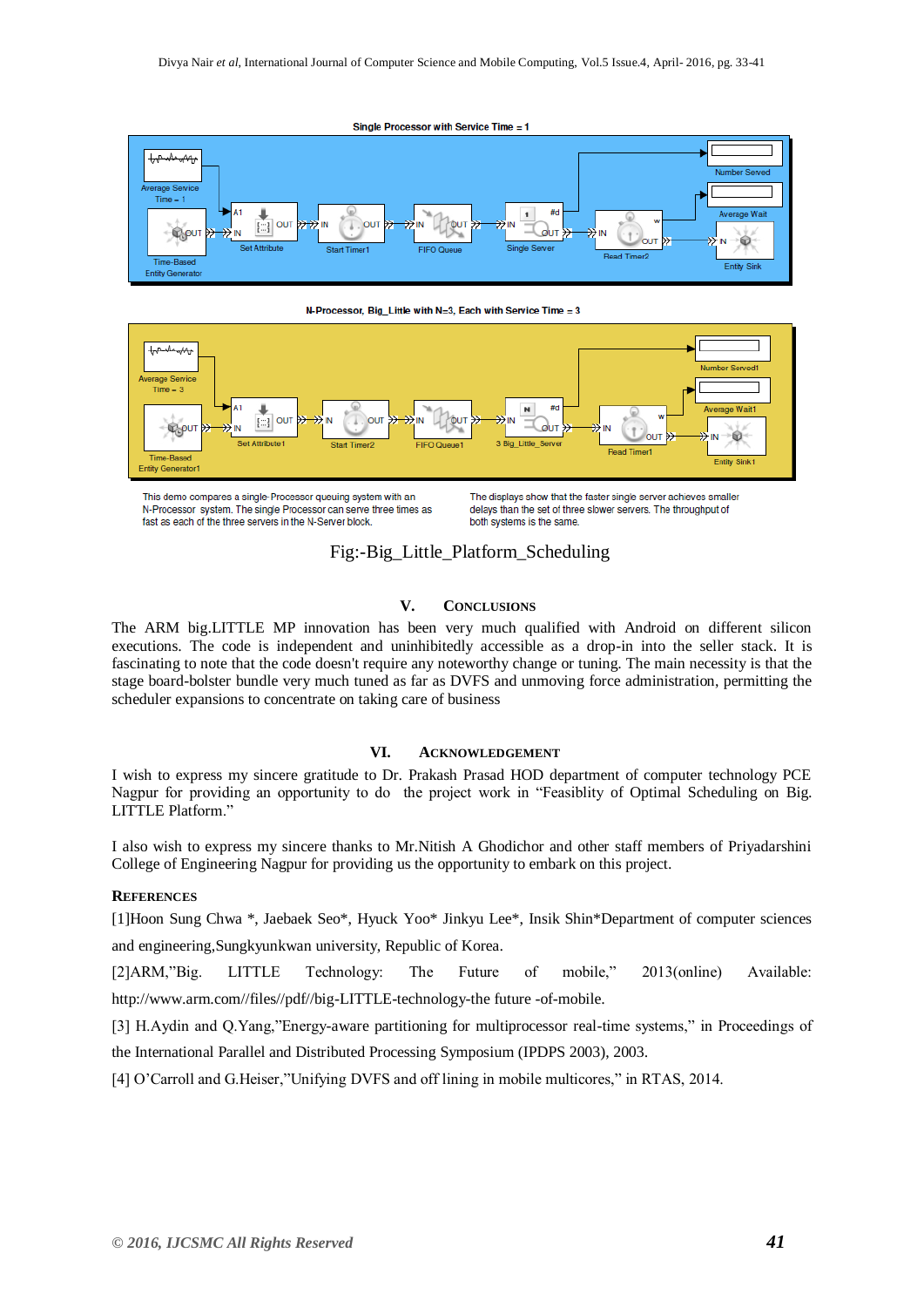Single Processor with Service Time = 1

Average Service Time = 1

Time-Based Entity Generator

Set Attribute

Start Timer1

FIFO Queue

Single Server

Read Timer2

Number Served

Average Wait

Entity Sink

N-Processor, Big_Little with N=3, Each with Service Time = 3

Average Service Time = 3

Time-Based Entity Generator1

Set Attribute1

Start Timer2

FIFO Queue1

3 Big_Little_Server

Read Timer1

Number Served1

Average Wait1

Entity Sink1

This demo compares a single-Processor queuing system with an N-Processor system. The single Processor can serve three times as fast as each of the three servers in the N-Server block.

The displays show that the faster single server achieves smaller delays than the set of three slower servers. The throughput of both systems is the same.

Fig:-Big_Little_Platform_Scheduling

## V. CONCLUSIONS

The ARM big.LITTLE MP innovation has been very much qualified with Android on different silicon executions. The code is independent and uninhibitedly accessible as a drop-in into the seller stack. It is fascinating to note that the code doesn't require any noteworthy change or tuning. The main necessity is that the stage board-bolster bundle very much tuned as far as DVFS and unmoving force administration, permitting the scheduler expansions to concentrate on taking care of business

## VI. ACKNOWLEDGEMENT

I wish to express my sincere gratitude to Dr. Prakash Prasad HOD department of computer technology PCE Nagpur for providing an opportunity to do the project work in "Feasiblity of Optimal Scheduling on Big. LITTLE Platform."

I also wish to express my sincere thanks to Mr.Nitish A Ghodichor and other staff members of Priyadarshini College of Engineering Nagpur for providing us the opportunity to embark on this project.

## REFERENCES

[1]Hoon Sung Chwa *, Jaebaek Seo*, Hyuck Yoo* Jinkyu Lee*, Insik Shin*Department of computer sciences and engineering,Sungkyunkwan university, Republic of Korea.

[2]ARM,"Big. LITTLE Technology: The Future of mobile," 2013(online) Available: http://www.arm.com//files//pdf//big-LITTLE-technology-the future -of-mobile.

[3] H.Aydin and Q.Yang,"Energy-aware partitioning for multiprocessor real-time systems," in Proceedings of the International Parallel and Distributed Processing Symposium (IPDPS 2003), 2003.

[4] O'Carroll and G.Heiser,"Unifying DVFS and off lining in mobile multicores," in RTAS, 2014.